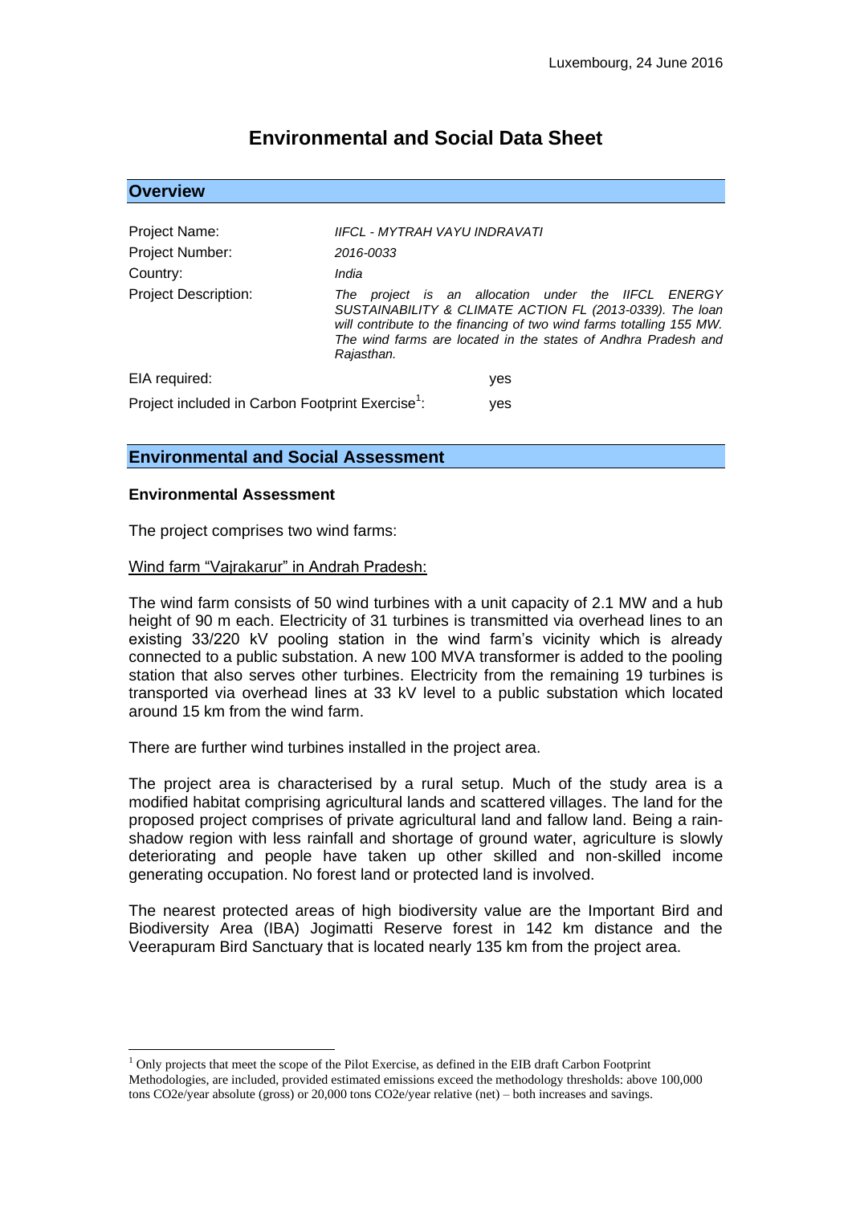Luxembourg, 24 June 2016

# Environmental and Social Data Sheet

## Overview

| | |
|---|---|
| Project Name: | *IIFCL - MYTRAH VAYU INDRAVATI* |
| Project Number: | *2016-0033* |
| Country: | *India* |
| Project Description: | *The project is an allocation under the IIFCL ENERGY SUSTAINABILITY & CLIMATE ACTION FL (2013-0339). The loan will contribute to the financing of two wind farms totalling 155 MW. The wind farms are located in the states of Andhra Pradesh and Rajasthan.* |
| EIA required: | yes |
| Project included in Carbon Footprint Exercise[1]: | yes |

## Environmental and Social Assessment

### Environmental Assessment

The project comprises two wind farms:

Wind farm “Vajrakarur” in Andrah Pradesh:

The wind farm consists of 50 wind turbines with a unit capacity of 2.1 MW and a hub height of 90 m each. Electricity of 31 turbines is transmitted via overhead lines to an existing 33/220 kV pooling station in the wind farm’s vicinity which is already connected to a public substation. A new 100 MVA transformer is added to the pooling station that also serves other turbines. Electricity from the remaining 19 turbines is transported via overhead lines at 33 kV level to a public substation which located around 15 km from the wind farm.

There are further wind turbines installed in the project area.

The project area is characterised by a rural setup. Much of the study area is a modified habitat comprising agricultural lands and scattered villages. The land for the proposed project comprises of private agricultural land and fallow land. Being a rain-shadow region with less rainfall and shortage of ground water, agriculture is slowly deteriorating and people have taken up other skilled and non-skilled income generating occupation. No forest land or protected land is involved.

The nearest protected areas of high biodiversity value are the Important Bird and Biodiversity Area (IBA) Jogimatti Reserve forest in 142 km distance and the Veerapuram Bird Sanctuary that is located nearly 135 km from the project area.

---

[1] Only projects that meet the scope of the Pilot Exercise, as defined in the EIB draft Carbon Footprint Methodologies, are included, provided estimated emissions exceed the methodology thresholds: above 100,000 tons CO2e/year absolute (gross) or 20,000 tons CO2e/year relative (net) – both increases and savings.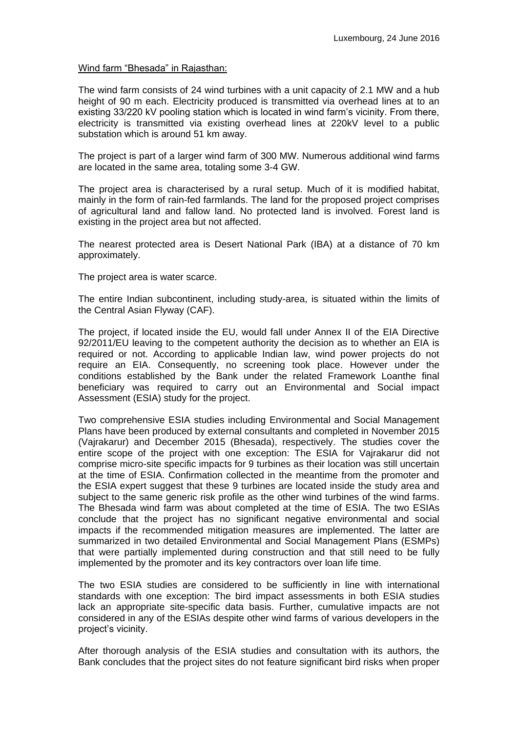Luxembourg, 24 June 2016

Wind farm "Bhesada" in Rajasthan:

The wind farm consists of 24 wind turbines with a unit capacity of 2.1 MW and a hub height of 90 m each. Electricity produced is transmitted via overhead lines at to an existing 33/220 kV pooling station which is located in wind farm's vicinity. From there, electricity is transmitted via existing overhead lines at 220kV level to a public substation which is around 51 km away.

The project is part of a larger wind farm of 300 MW. Numerous additional wind farms are located in the same area, totaling some 3-4 GW.

The project area is characterised by a rural setup. Much of it is modified habitat, mainly in the form of rain-fed farmlands. The land for the proposed project comprises of agricultural land and fallow land. No protected land is involved. Forest land is existing in the project area but not affected.

The nearest protected area is Desert National Park (IBA) at a distance of 70 km approximately.

The project area is water scarce.

The entire Indian subcontinent, including study-area, is situated within the limits of the Central Asian Flyway (CAF).

The project, if located inside the EU, would fall under Annex II of the EIA Directive 92/2011/EU leaving to the competent authority the decision as to whether an EIA is required or not. According to applicable Indian law, wind power projects do not require an EIA. Consequently, no screening took place. However under the conditions established by the Bank under the related Framework Loanthe final beneficiary was required to carry out an Environmental and Social impact Assessment (ESIA) study for the project.

Two comprehensive ESIA studies including Environmental and Social Management Plans have been produced by external consultants and completed in November 2015 (Vajrakarur) and December 2015 (Bhesada), respectively. The studies cover the entire scope of the project with one exception: The ESIA for Vajrakarur did not comprise micro-site specific impacts for 9 turbines as their location was still uncertain at the time of ESIA. Confirmation collected in the meantime from the promoter and the ESIA expert suggest that these 9 turbines are located inside the study area and subject to the same generic risk profile as the other wind turbines of the wind farms. The Bhesada wind farm was about completed at the time of ESIA. The two ESIAs conclude that the project has no significant negative environmental and social impacts if the recommended mitigation measures are implemented. The latter are summarized in two detailed Environmental and Social Management Plans (ESMPs) that were partially implemented during construction and that still need to be fully implemented by the promoter and its key contractors over loan life time.

The two ESIA studies are considered to be sufficiently in line with international standards with one exception: The bird impact assessments in both ESIA studies lack an appropriate site-specific data basis. Further, cumulative impacts are not considered in any of the ESIAs despite other wind farms of various developers in the project's vicinity.

After thorough analysis of the ESIA studies and consultation with its authors, the Bank concludes that the project sites do not feature significant bird risks when proper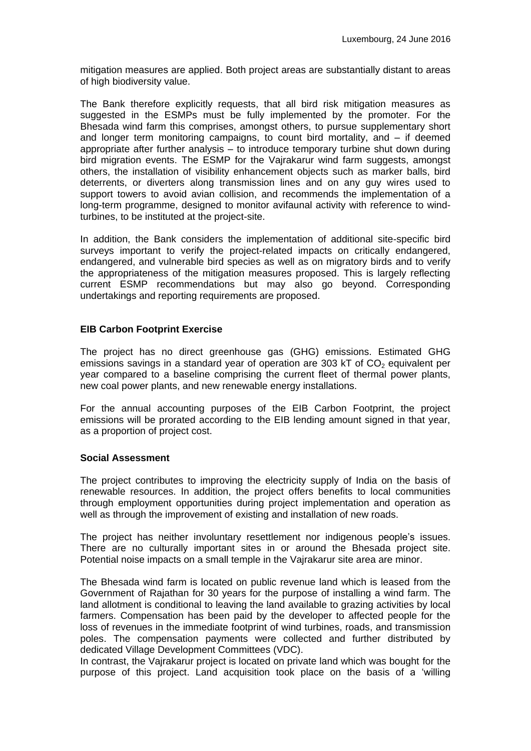mitigation measures are applied. Both project areas are substantially distant to areas of high biodiversity value.

The Bank therefore explicitly requests, that all bird risk mitigation measures as suggested in the ESMPs must be fully implemented by the promoter. For the Bhesada wind farm this comprises, amongst others, to pursue supplementary short and longer term monitoring campaigns, to count bird mortality, and – if deemed appropriate after further analysis – to introduce temporary turbine shut down during bird migration events. The ESMP for the Vajrakarur wind farm suggests, amongst others, the installation of visibility enhancement objects such as marker balls, bird deterrents, or diverters along transmission lines and on any guy wires used to support towers to avoid avian collision, and recommends the implementation of a long-term programme, designed to monitor avifaunal activity with reference to wind-turbines, to be instituted at the project-site.

In addition, the Bank considers the implementation of additional site-specific bird surveys important to verify the project-related impacts on critically endangered, endangered, and vulnerable bird species as well as on migratory birds and to verify the appropriateness of the mitigation measures proposed. This is largely reflecting current ESMP recommendations but may also go beyond. Corresponding undertakings and reporting requirements are proposed.

**EIB Carbon Footprint Exercise**

The project has no direct greenhouse gas (GHG) emissions. Estimated GHG emissions savings in a standard year of operation are 303 kT of $CO_2$ equivalent per year compared to a baseline comprising the current fleet of thermal power plants, new coal power plants, and new renewable energy installations.

For the annual accounting purposes of the EIB Carbon Footprint, the project emissions will be prorated according to the EIB lending amount signed in that year, as a proportion of project cost.

**Social Assessment**

The project contributes to improving the electricity supply of India on the basis of renewable resources. In addition, the project offers benefits to local communities through employment opportunities during project implementation and operation as well as through the improvement of existing and installation of new roads.

The project has neither involuntary resettlement nor indigenous people's issues. There are no culturally important sites in or around the Bhesada project site. Potential noise impacts on a small temple in the Vajrakarur site area are minor.

The Bhesada wind farm is located on public revenue land which is leased from the Government of Rajathan for 30 years for the purpose of installing a wind farm. The land allotment is conditional to leaving the land available to grazing activities by local farmers. Compensation has been paid by the developer to affected people for the loss of revenues in the immediate footprint of wind turbines, roads, and transmission poles. The compensation payments were collected and further distributed by dedicated Village Development Committees (VDC).

In contrast, the Vajrakarur project is located on private land which was bought for the purpose of this project. Land acquisition took place on the basis of a 'willing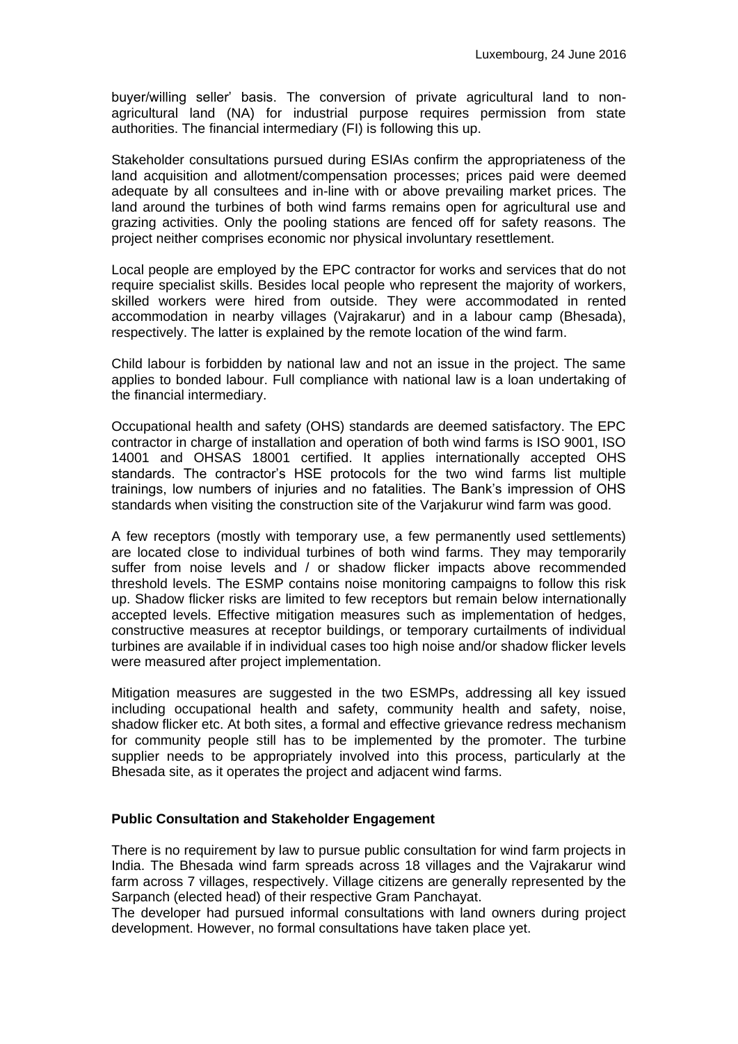buyer/willing seller' basis. The conversion of private agricultural land to non-agricultural land (NA) for industrial purpose requires permission from state authorities. The financial intermediary (FI) is following this up.

Stakeholder consultations pursued during ESIAs confirm the appropriateness of the land acquisition and allotment/compensation processes; prices paid were deemed adequate by all consultees and in-line with or above prevailing market prices. The land around the turbines of both wind farms remains open for agricultural use and grazing activities. Only the pooling stations are fenced off for safety reasons. The project neither comprises economic nor physical involuntary resettlement.

Local people are employed by the EPC contractor for works and services that do not require specialist skills. Besides local people who represent the majority of workers, skilled workers were hired from outside. They were accommodated in rented accommodation in nearby villages (Vajrakarur) and in a labour camp (Bhesada), respectively. The latter is explained by the remote location of the wind farm.

Child labour is forbidden by national law and not an issue in the project. The same applies to bonded labour. Full compliance with national law is a loan undertaking of the financial intermediary.

Occupational health and safety (OHS) standards are deemed satisfactory. The EPC contractor in charge of installation and operation of both wind farms is ISO 9001, ISO 14001 and OHSAS 18001 certified. It applies internationally accepted OHS standards. The contractor's HSE protocols for the two wind farms list multiple trainings, low numbers of injuries and no fatalities. The Bank's impression of OHS standards when visiting the construction site of the Varjakurur wind farm was good.

A few receptors (mostly with temporary use, a few permanently used settlements) are located close to individual turbines of both wind farms. They may temporarily suffer from noise levels and / or shadow flicker impacts above recommended threshold levels. The ESMP contains noise monitoring campaigns to follow this risk up. Shadow flicker risks are limited to few receptors but remain below internationally accepted levels. Effective mitigation measures such as implementation of hedges, constructive measures at receptor buildings, or temporary curtailments of individual turbines are available if in individual cases too high noise and/or shadow flicker levels were measured after project implementation.

Mitigation measures are suggested in the two ESMPs, addressing all key issued including occupational health and safety, community health and safety, noise, shadow flicker etc. At both sites, a formal and effective grievance redress mechanism for community people still has to be implemented by the promoter. The turbine supplier needs to be appropriately involved into this process, particularly at the Bhesada site, as it operates the project and adjacent wind farms.

**Public Consultation and Stakeholder Engagement**

There is no requirement by law to pursue public consultation for wind farm projects in India. The Bhesada wind farm spreads across 18 villages and the Vajrakarur wind farm across 7 villages, respectively. Village citizens are generally represented by the Sarpanch (elected head) of their respective Gram Panchayat.
The developer had pursued informal consultations with land owners during project development. However, no formal consultations have taken place yet.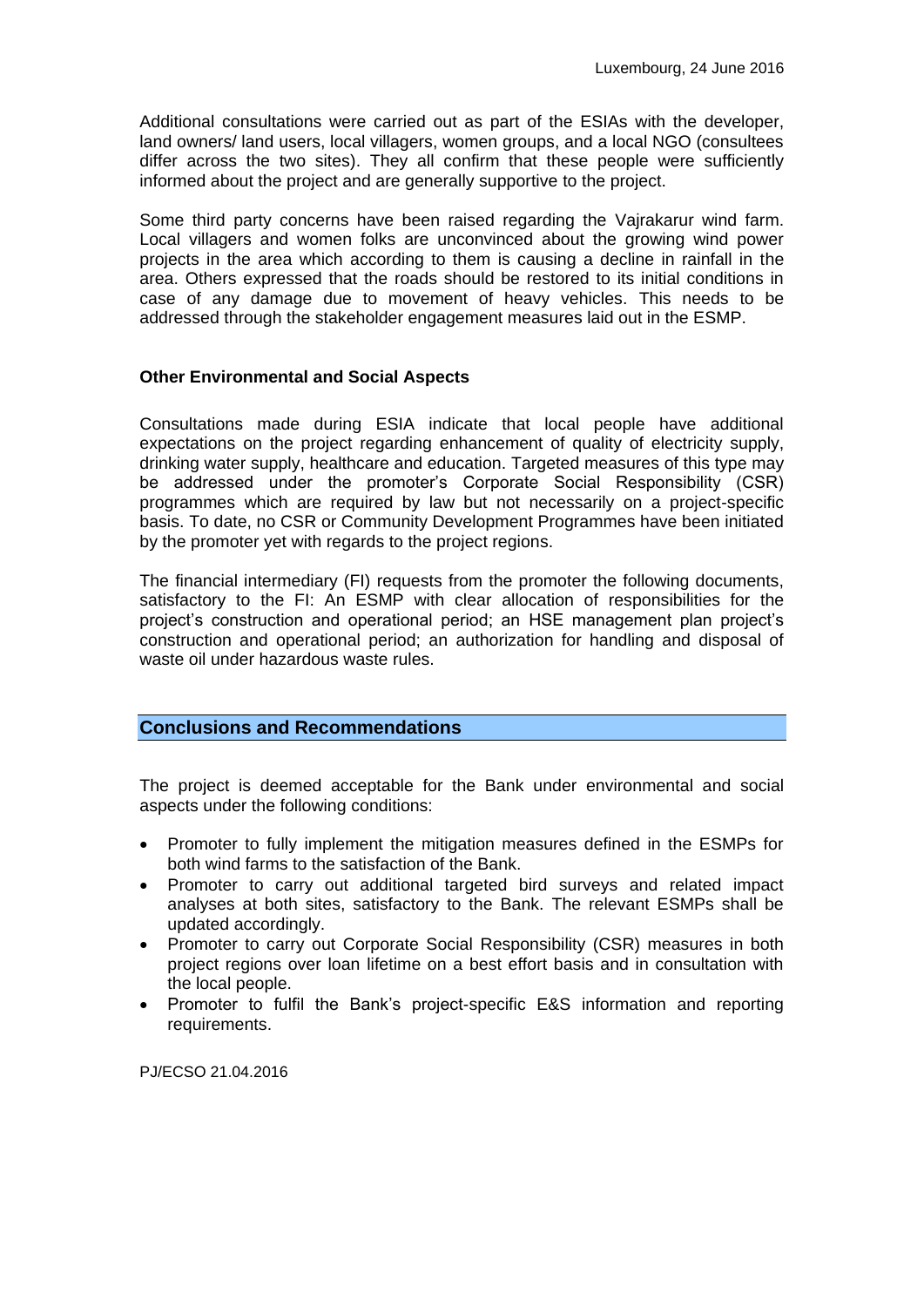Additional consultations were carried out as part of the ESIAs with the developer, land owners/ land users, local villagers, women groups, and a local NGO (consultees differ across the two sites). They all confirm that these people were sufficiently informed about the project and are generally supportive to the project.

Some third party concerns have been raised regarding the Vajrakarur wind farm. Local villagers and women folks are unconvinced about the growing wind power projects in the area which according to them is causing a decline in rainfall in the area. Others expressed that the roads should be restored to its initial conditions in case of any damage due to movement of heavy vehicles. This needs to be addressed through the stakeholder engagement measures laid out in the ESMP.

### Other Environmental and Social Aspects

Consultations made during ESIA indicate that local people have additional expectations on the project regarding enhancement of quality of electricity supply, drinking water supply, healthcare and education. Targeted measures of this type may be addressed under the promoter's Corporate Social Responsibility (CSR) programmes which are required by law but not necessarily on a project-specific basis. To date, no CSR or Community Development Programmes have been initiated by the promoter yet with regards to the project regions.

The financial intermediary (FI) requests from the promoter the following documents, satisfactory to the FI: An ESMP with clear allocation of responsibilities for the project's construction and operational period; an HSE management plan project's construction and operational period; an authorization for handling and disposal of waste oil under hazardous waste rules.

## Conclusions and Recommendations

The project is deemed acceptable for the Bank under environmental and social aspects under the following conditions:

- Promoter to fully implement the mitigation measures defined in the ESMPs for both wind farms to the satisfaction of the Bank.
- Promoter to carry out additional targeted bird surveys and related impact analyses at both sites, satisfactory to the Bank. The relevant ESMPs shall be updated accordingly.
- Promoter to carry out Corporate Social Responsibility (CSR) measures in both project regions over loan lifetime on a best effort basis and in consultation with the local people.
- Promoter to fulfil the Bank's project-specific E&S information and reporting requirements.

PJ/ECSO 21.04.2016